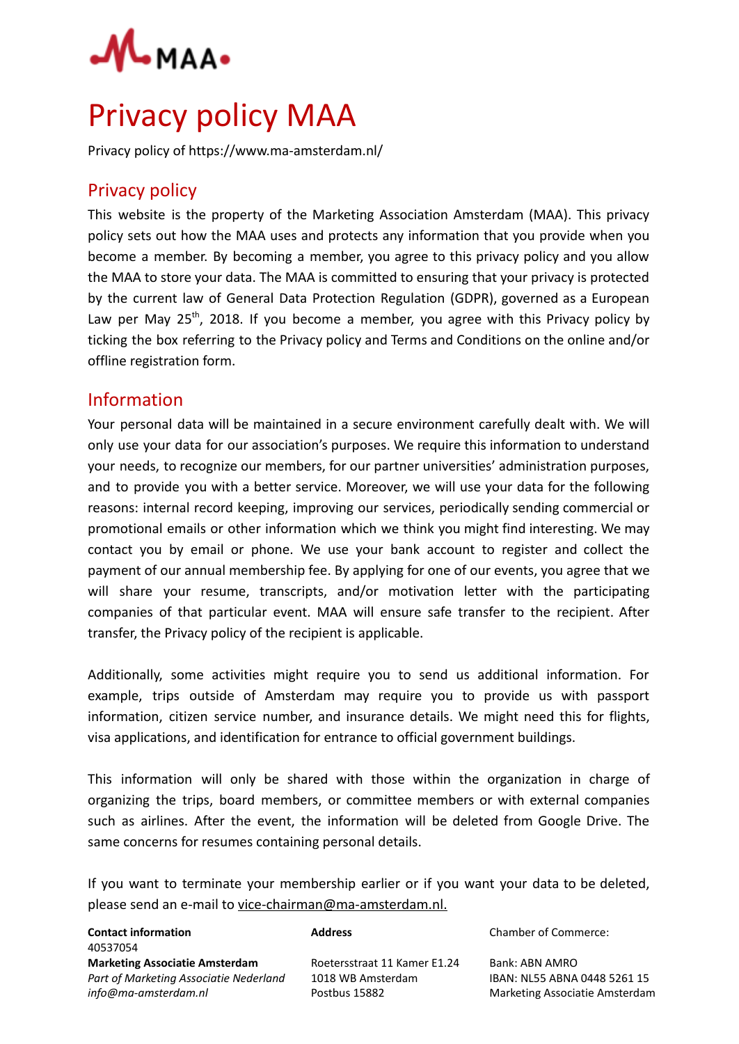# Privacy policy MAA

Privacy policy of https://www.ma-amsterdam.nl/

## Privacy policy

This website is the property of the Marketing Association Amsterdam (MAA). This privacy policy sets out how the MAA uses and protects any information that you provide when you become a member. By becoming a member, you agree to this privacy policy and you allow the MAA to store your data. The MAA is committed to ensuring that your privacy is protected by the current law of General Data Protection Regulation (GDPR), governed as a European Law per May 25th, 2018. If you become a member, you agree with this Privacy policy by ticking the box referring to the Privacy policy and Terms and Conditions on the online and/or offline registration form.

## Information

Your personal data will be maintained in a secure environment carefully dealt with. We will only use your data for our association's purposes. We require this information to understand your needs, to recognize our members, for our partner universities' administration purposes, and to provide you with a better service. Moreover, we will use your data for the following reasons: internal record keeping, improving our services, periodically sending commercial or promotional emails or other information which we think you might find interesting. We may contact you by email or phone. We use your bank account to register and collect the payment of our annual membership fee. By applying for one of our events, you agree that we will share your resume, transcripts, and/or motivation letter with the participating companies of that particular event. MAA will ensure safe transfer to the recipient. After transfer, the Privacy policy of the recipient is applicable.

Additionally, some activities might require you to send us additional information. For example, trips outside of Amsterdam may require you to provide us with passport information, citizen service number, and insurance details. We might need this for flights, visa applications, and identification for entrance to official government buildings.

This information will only be shared with those within the organization in charge of organizing the trips, board members, or committee members or with external companies such as airlines. After the event, the information will be deleted from Google Drive. The same concerns for resumes containing personal details.

If you want to terminate your membership earlier or if you want your data to be deleted, please send an e-mail to vice-chairman@ma-amsterdam.nl.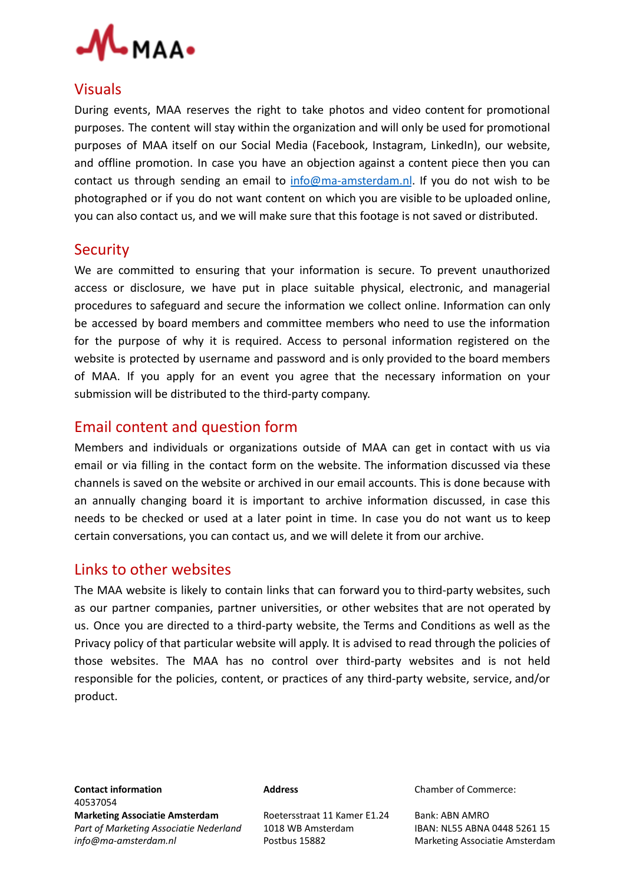## Visuals

During events, MAA reserves the right to take photos and video content for promotional purposes. The content will stay within the organization and will only be used for promotional purposes of MAA itself on our Social Media (Facebook, Instagram, LinkedIn), our website, and offline promotion. In case you have an objection against a content piece then you can contact us through sending an email to info@ma-amsterdam.nl. If you do not wish to be photographed or if you do not want content on which you are visible to be uploaded online, you can also contact us, and we will make sure that this footage is not saved or distributed.

## Security

We are committed to ensuring that your information is secure. To prevent unauthorized access or disclosure, we have put in place suitable physical, electronic, and managerial procedures to safeguard and secure the information we collect online. Information can only be accessed by board members and committee members who need to use the information for the purpose of why it is required. Access to personal information registered on the website is protected by username and password and is only provided to the board members of MAA. If you apply for an event you agree that the necessary information on your submission will be distributed to the third-party company.

## Email content and question form

Members and individuals or organizations outside of MAA can get in contact with us via email or via filling in the contact form on the website. The information discussed via these channels is saved on the website or archived in our email accounts. This is done because with an annually changing board it is important to archive information discussed, in case this needs to be checked or used at a later point in time. In case you do not want us to keep certain conversations, you can contact us, and we will delete it from our archive.

## Links to other websites

The MAA website is likely to contain links that can forward you to third-party websites, such as our partner companies, partner universities, or other websites that are not operated by us. Once you are directed to a third-party website, the Terms and Conditions as well as the Privacy policy of that particular website will apply. It is advised to read through the policies of those websites. The MAA has no control over third-party websites and is not held responsible for the policies, content, or practices of any third-party website, service, and/or product.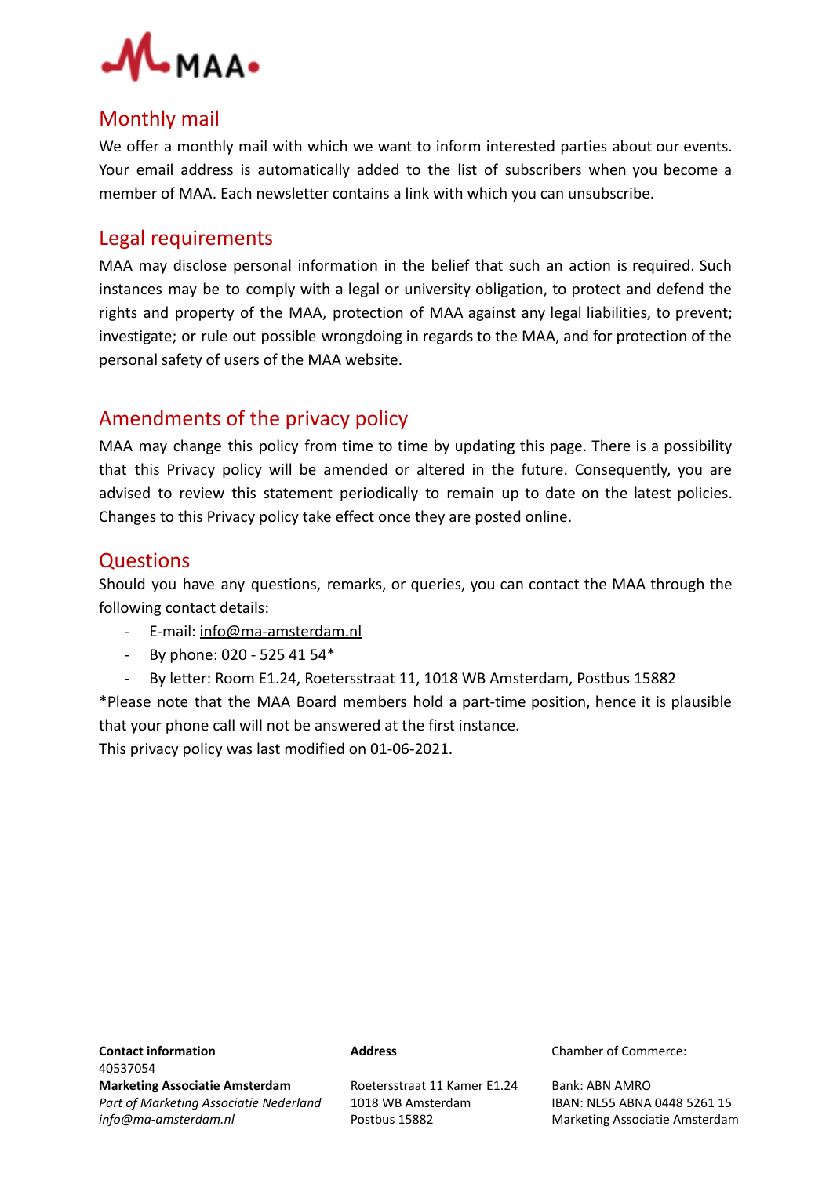## Monthly mail

We offer a monthly mail with which we want to inform interested parties about our events. Your email address is automatically added to the list of subscribers when you become a member of MAA. Each newsletter contains a link with which you can unsubscribe.

## Legal requirements

MAA may disclose personal information in the belief that such an action is required. Such instances may be to comply with a legal or university obligation, to protect and defend the rights and property of the MAA, protection of MAA against any legal liabilities, to prevent; investigate; or rule out possible wrongdoing in regards to the MAA, and for protection of the personal safety of users of the MAA website.

## Amendments of the privacy policy

MAA may change this policy from time to time by updating this page. There is a possibility that this Privacy policy will be amended or altered in the future. Consequently, you are advised to review this statement periodically to remain up to date on the latest policies. Changes to this Privacy policy take effect once they are posted online.

## Questions

Should you have any questions, remarks, or queries, you can contact the MAA through the following contact details:

- E-mail: info@ma-amsterdam.nl
- By phone: 020 - 525 41 54*
- By letter: Room E1.24, Roetersstraat 11, 1018 WB Amsterdam, Postbus 15882

*Please note that the MAA Board members hold a part-time position, hence it is plausible that your phone call will not be answered at the first instance.

This privacy policy was last modified on 01-06-2021.